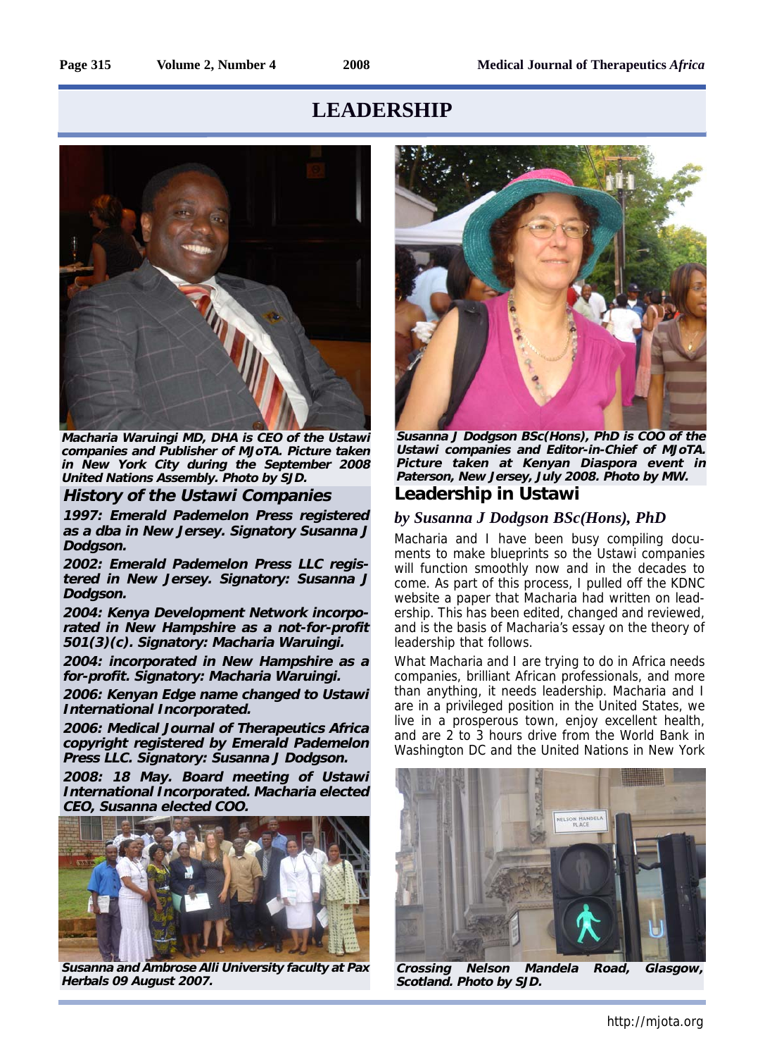# LEADERSHIP

**Macharia Waruingi MD, DHA is CEO of the Ustawi companies and Publisher of MJoTA. Picture taken in New York City during the September 2008 United Nations Assembly. Photo by SJD.**

## History of the Ustawi Companies

**1997: Emerald Pademelon Press registered as a dba in New Jersey. Signatory Susanna J Dodgson.**

**2002: Emerald Pademelon Press LLC registered in New Jersey. Signatory: Susanna J Dodgson.**

**2004: Kenya Development Network incorporated in New Hampshire as a not-for-profit 501(3)(c). Signatory: Macharia Waruingi.**

**2004: incorporated in New Hampshire as a for-profit. Signatory: Macharia Waruingi.**

**2006: Kenyan Edge name changed to Ustawi International Incorporated.**

**2006: Medical Journal of Therapeutics Africa copyright registered by Emerald Pademelon Press LLC. Signatory: Susanna J Dodgson.**

**2008: 18 May. Board meeting of Ustawi International Incorporated. Macharia elected CEO, Susanna elected COO.**

**Susanna and Ambrose Alli University faculty at Pax Herbals 09 August 2007.**

**Susanna J Dodgson BSc(Hons), PhD is COO of the Ustawi companies and Editor-in-Chief of MJoTA. Picture taken at Kenyan Diaspora event in Paterson, New Jersey, July 2008. Photo by MW.**

## Leadership in Ustawi

### *by Susanna J Dodgson BSc(Hons), PhD*

Macharia and I have been busy compiling documents to make blueprints so the Ustawi companies will function smoothly now and in the decades to come. As part of this process, I pulled off the KDNC website a paper that Macharia had written on leadership. This has been edited, changed and reviewed, and is the basis of Macharia's essay on the theory of leadership that follows.

What Macharia and I are trying to do in Africa needs companies, brilliant African professionals, and more than anything, it needs leadership. Macharia and I are in a privileged position in the United States, we live in a prosperous town, enjoy excellent health, and are 2 to 3 hours drive from the World Bank in Washington DC and the United Nations in New York

**Crossing Nelson Mandela Road, Glasgow, Scotland. Photo by SJD.**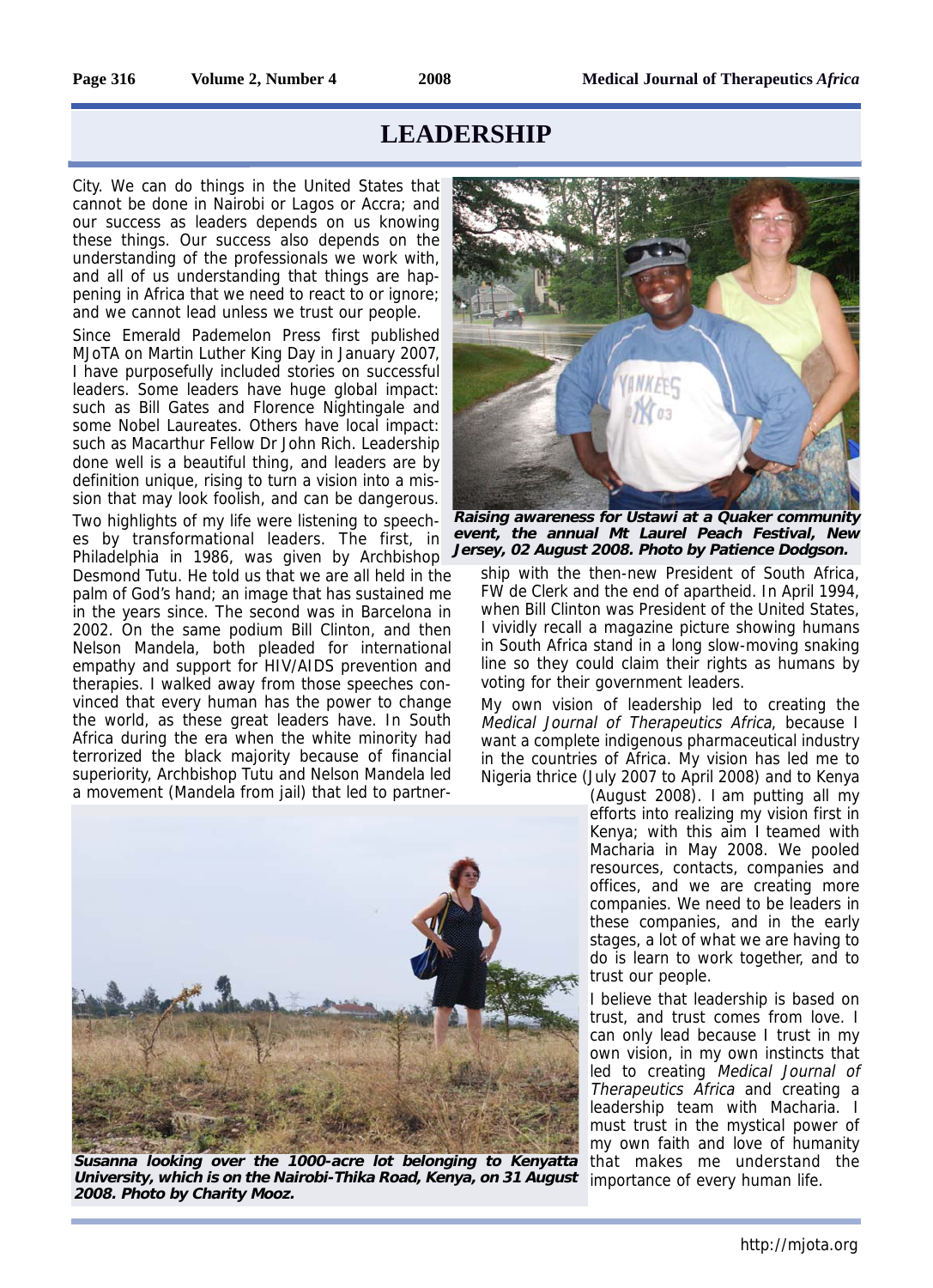# LEADERSHIP

City. We can do things in the United States that cannot be done in Nairobi or Lagos or Accra; and our success as leaders depends on us knowing these things. Our success also depends on the understanding of the professionals we work with, and all of us understanding that things are happening in Africa that we need to react to or ignore; and we cannot lead unless we trust our people.

Since Emerald Pademelon Press first published MJoTA on Martin Luther King Day in January 2007, I have purposefully included stories on successful leaders. Some leaders have huge global impact: such as Bill Gates and Florence Nightingale and some Nobel Laureates. Others have local impact: such as Macarthur Fellow Dr John Rich. Leadership done well is a beautiful thing, and leaders are by definition unique, rising to turn a vision into a mission that may look foolish, and can be dangerous.

Two highlights of my life were listening to speeches by transformational leaders. The first, in Philadelphia in 1986, was given by Archbishop Desmond Tutu. He told us that we are all held in the palm of God's hand; an image that has sustained me in the years since. The second was in Barcelona in 2002. On the same podium Bill Clinton, and then Nelson Mandela, both pleaded for international empathy and support for HIV/AIDS prevention and therapies. I walked away from those speeches convinced that every human has the power to change the world, as these great leaders have. In South Africa during the era when the white minority had terrorized the black majority because of financial superiority, Archbishop Tutu and Nelson Mandela led a movement (Mandela from jail) that led to partnership with the then-new President of South Africa, FW de Clerk and the end of apartheid. In April 1994, when Bill Clinton was President of the United States, I vividly recall a magazine picture showing humans in South Africa stand in a long slow-moving snaking line so they could claim their rights as humans by voting for their government leaders.

**Raising awareness for Ustawi at a Quaker community event, the annual Mt Laurel Peach Festival, New Jersey, 02 August 2008. Photo by Patience Dodgson.**

My own vision of leadership led to creating the *Medical Journal of Therapeutics Africa*, because I want a complete indigenous pharmaceutical industry in the countries of Africa. My vision has led me to Nigeria thrice (July 2007 to April 2008) and to Kenya (August 2008). I am putting all my efforts into realizing my vision first in Kenya; with this aim I teamed with Macharia in May 2008. We pooled resources, contacts, companies and offices, and we are creating more companies. We need to be leaders in these companies, and in the early stages, a lot of what we are having to do is learn to work together, and to trust our people.

I believe that leadership is based on trust, and trust comes from love. I can only lead because I trust in my own vision, in my own instincts that led to creating *Medical Journal of Therapeutics Africa* and creating a leadership team with Macharia. I must trust in the mystical power of my own faith and love of humanity that makes me understand the importance of every human life.

**Susanna looking over the 1000-acre lot belonging to Kenyatta University, which is on the Nairobi-Thika Road, Kenya, on 31 August 2008. Photo by Charity Mooz.**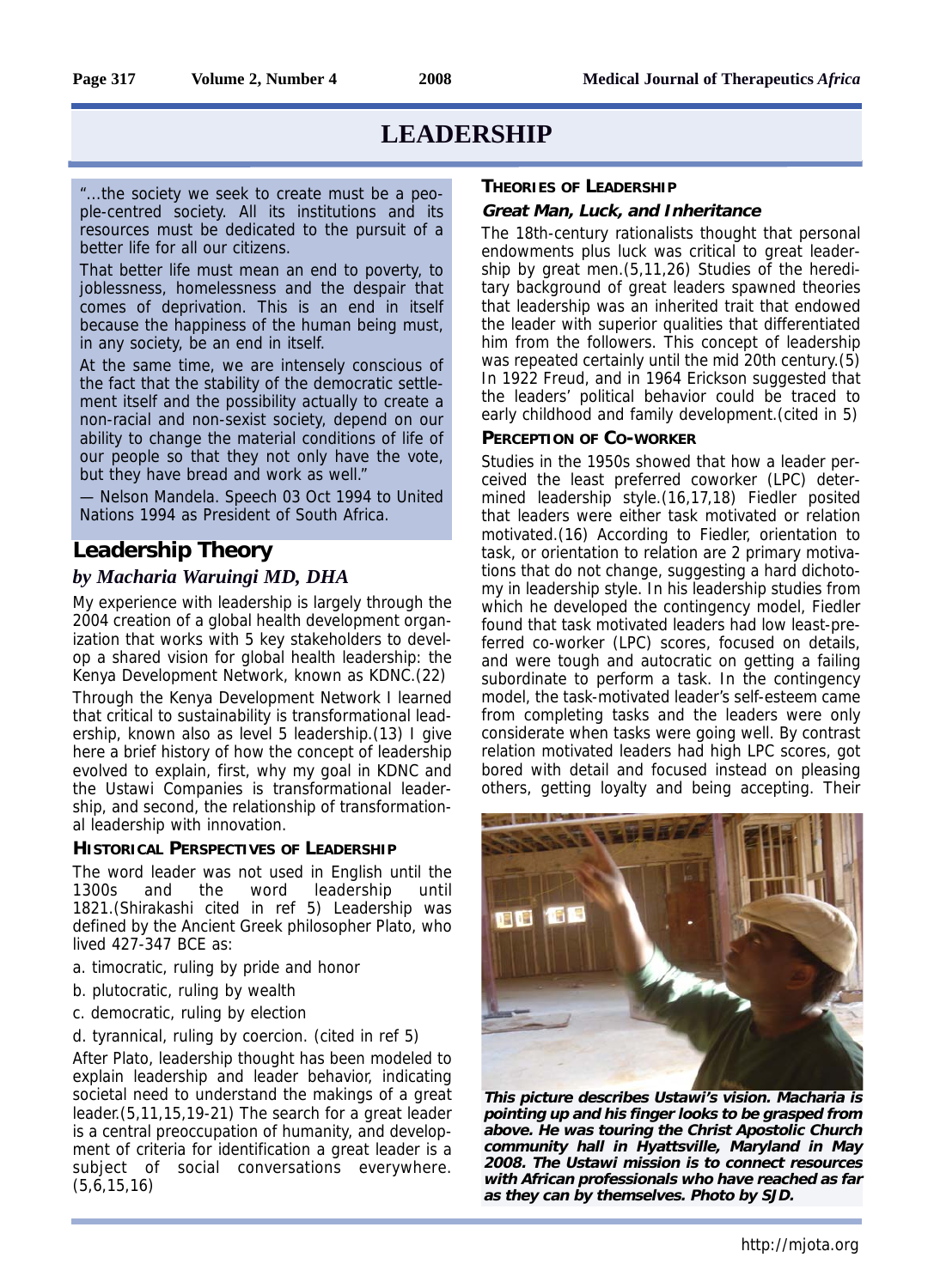# LEADERSHIP

"...the society we seek to create must be a people-centred society. All its institutions and its resources must be dedicated to the pursuit of a better life for all our citizens.

That better life must mean an end to poverty, to joblessness, homelessness and the despair that comes of deprivation. This is an end in itself because the happiness of the human being must, in any society, be an end in itself.

At the same time, we are intensely conscious of the fact that the stability of the democratic settlement itself and the possibility actually to create a non-racial and non-sexist society, depend on our ability to change the material conditions of life of our people so that they not only have the vote, but they have bread and work as well."

— Nelson Mandela. Speech 03 Oct 1994 to United Nations 1994 as President of South Africa.

## Leadership Theory

### *by Macharia Waruingi MD, DHA*

My experience with leadership is largely through the 2004 creation of a global health development organization that works with 5 key stakeholders to develop a shared vision for global health leadership: the Kenya Development Network, known as KDNC.(22)

Through the Kenya Development Network I learned that critical to sustainability is transformational leadership, known also as level 5 leadership.(13) I give here a brief history of how the concept of leadership evolved to explain, first, why my goal in KDNC and the Ustawi Companies is transformational leadership, and second, the relationship of transformational leadership with innovation.

#### HISTORICAL PERSPECTIVES OF LEADERSHIP

The word leader was not used in English until the 1300s and the word leadership until 1821.(Shirakashi cited in ref 5) Leadership was defined by the Ancient Greek philosopher Plato, who lived 427-347 BCE as:

a. timocratic, ruling by pride and honor

b. plutocratic, ruling by wealth

c. democratic, ruling by election

d. tyrannical, ruling by coercion. (cited in ref 5)

After Plato, leadership thought has been modeled to explain leadership and leader behavior, indicating societal need to understand the makings of a great leader.(5,11,15,19-21) The search for a great leader is a central preoccupation of humanity, and development of criteria for identification a great leader is a subject of social conversations everywhere. (5,6,15,16)

#### THEORIES OF LEADERSHIP

##### *Great Man, Luck, and Inheritance*

The 18th-century rationalists thought that personal endowments plus luck was critical to great leadership by great men.(5,11,26) Studies of the hereditary background of great leaders spawned theories that leadership was an inherited trait that endowed the leader with superior qualities that differentiated him from the followers. This concept of leadership was repeated certainly until the mid 20th century.(5) In 1922 Freud, and in 1964 Erickson suggested that the leaders' political behavior could be traced to early childhood and family development.(cited in 5)

#### PERCEPTION OF CO-WORKER

Studies in the 1950s showed that how a leader perceived the least preferred coworker (LPC) determined leadership style.(16,17,18) Fiedler posited that leaders were either task motivated or relation motivated.(16) According to Fiedler, orientation to task, or orientation to relation are 2 primary motivations that do not change, suggesting a hard dichotomy in leadership style. In his leadership studies from which he developed the contingency model, Fiedler found that task motivated leaders had low least-preferred co-worker (LPC) scores, focused on details, and were tough and autocratic on getting a failing subordinate to perform a task. In the contingency model, the task-motivated leader's self-esteem came from completing tasks and the leaders were only considerate when tasks were going well. By contrast relation motivated leaders had high LPC scores, got bored with detail and focused instead on pleasing others, getting loyalty and being accepting. Their

**This picture describes Ustawi's vision. Macharia is pointing up and his finger looks to be grasped from above. He was touring the Christ Apostolic Church community hall in Hyattsville, Maryland in May 2008. The Ustawi mission is to connect resources with African professionals who have reached as far as they can by themselves. Photo by SJD.**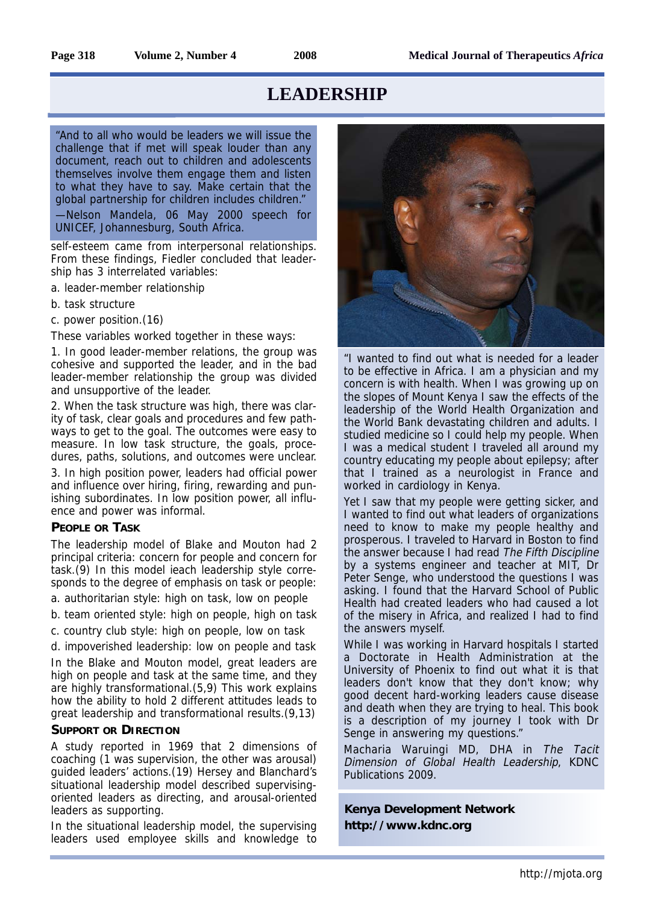# LEADERSHIP

"And to all who would be leaders we will issue the challenge that if met will speak louder than any document, reach out to children and adolescents themselves involve them engage them and listen to what they have to say. Make certain that the global partnership for children includes children."
—Nelson Mandela, 06 May 2000 speech for UNICEF, Johannesburg, South Africa.

self-esteem came from interpersonal relationships. From these findings, Fiedler concluded that leadership has 3 interrelated variables:

a. leader-member relationship

b. task structure

c. power position.(16)

These variables worked together in these ways:

1. In good leader-member relations, the group was cohesive and supported the leader, and in the bad leader-member relationship the group was divided and unsupportive of the leader.

2. When the task structure was high, there was clarity of task, clear goals and procedures and few pathways to get to the goal. The outcomes were easy to measure. In low task structure, the goals, procedures, paths, solutions, and outcomes were unclear.

3. In high position power, leaders had official power and influence over hiring, firing, rewarding and punishing subordinates. In low position power, all influence and power was informal.

### People or Task

The leadership model of Blake and Mouton had 2 principal criteria: concern for people and concern for task.(9) In this model ieach leadership style corresponds to the degree of emphasis on task or people:

a. authoritarian style: high on task, low on people

b. team oriented style: high on people, high on task

c. country club style: high on people, low on task

d. impoverished leadership: low on people and task

In the Blake and Mouton model, great leaders are high on people and task at the same time, and they are highly transformational.(5,9) This work explains how the ability to hold 2 different attitudes leads to great leadership and transformational results.(9,13)

### Support or Direction

A study reported in 1969 that 2 dimensions of coaching (1 was supervision, the other was arousal) guided leaders' actions.(19) Hersey and Blanchard's situational leadership model described supervising-oriented leaders as directing, and arousal-oriented leaders as supporting.

In the situational leadership model, the supervising leaders used employee skills and knowledge to

"I wanted to find out what is needed for a leader to be effective in Africa. I am a physician and my concern is with health. When I was growing up on the slopes of Mount Kenya I saw the effects of the leadership of the World Health Organization and the World Bank devastating children and adults. I studied medicine so I could help my people. When I was a medical student I traveled all around my country educating my people about epilepsy; after that I trained as a neurologist in France and worked in cardiology in Kenya.

Yet I saw that my people were getting sicker, and I wanted to find out what leaders of organizations need to know to make my people healthy and prosperous. I traveled to Harvard in Boston to find the answer because I had read *The Fifth Discipline* by a systems engineer and teacher at MIT, Dr Peter Senge, who understood the questions I was asking. I found that the Harvard School of Public Health had created leaders who had caused a lot of the misery in Africa, and realized I had to find the answers myself.

While I was working in Harvard hospitals I started a Doctorate in Health Administration at the University of Phoenix to find out what it is that leaders don't know that they don't know; why good decent hard-working leaders cause disease and death when they are trying to heal. This book is a description of my journey I took with Dr Senge in answering my questions."

Macharia Waruingi MD, DHA in *The Tacit Dimension of Global Health Leadership*, KDNC Publications 2009.

**Kenya Development Network**
**http://www.kdnc.org**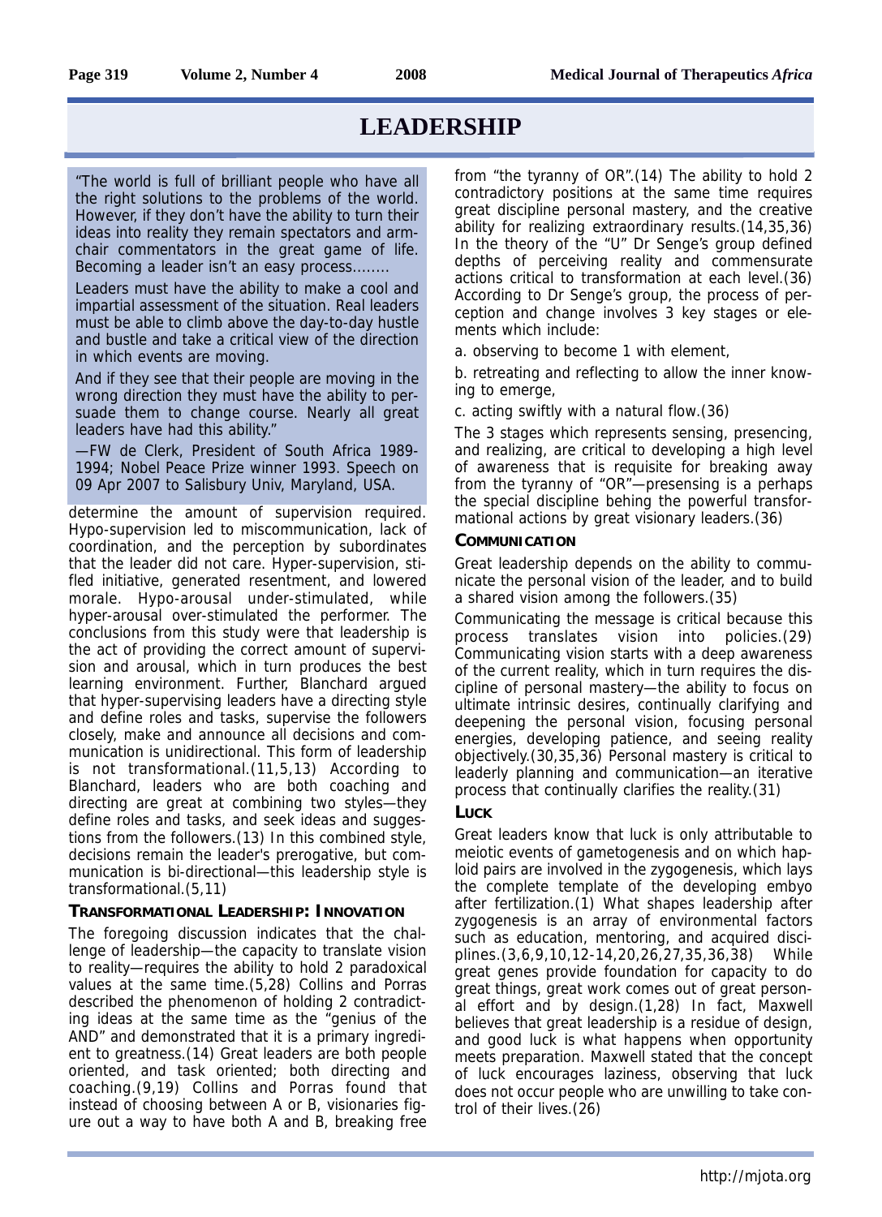# LEADERSHIP

"The world is full of brilliant people who have all the right solutions to the problems of the world. However, if they don't have the ability to turn their ideas into reality they remain spectators and armchair commentators in the great game of life. Becoming a leader isn't an easy process........

Leaders must have the ability to make a cool and impartial assessment of the situation. Real leaders must be able to climb above the day-to-day hustle and bustle and take a critical view of the direction in which events are moving.

And if they see that their people are moving in the wrong direction they must have the ability to persuade them to change course. Nearly all great leaders have had this ability."

—FW de Clerk, President of South Africa 1989-1994; Nobel Peace Prize winner 1993. Speech on 09 Apr 2007 to Salisbury Univ, Maryland, USA.

determine the amount of supervision required. Hypo-supervision led to miscommunication, lack of coordination, and the perception by subordinates that the leader did not care. Hyper-supervision, stifled initiative, generated resentment, and lowered morale. Hypo-arousal under-stimulated, while hyper-arousal over-stimulated the performer. The conclusions from this study were that leadership is the act of providing the correct amount of supervision and arousal, which in turn produces the best learning environment. Further, Blanchard argued that hyper-supervising leaders have a directing style and define roles and tasks, supervise the followers closely, make and announce all decisions and communication is unidirectional. This form of leadership is not transformational.(11,5,13) According to Blanchard, leaders who are both coaching and directing are great at combining two styles—they define roles and tasks, and seek ideas and suggestions from the followers.(13) In this combined style, decisions remain the leader's prerogative, but communication is bi-directional—this leadership style is transformational.(5,11)

### Transformational Leadership: Innovation

The foregoing discussion indicates that the challenge of leadership—the capacity to translate vision to reality—requires the ability to hold 2 paradoxical values at the same time.(5,28) Collins and Porras described the phenomenon of holding 2 contradicting ideas at the same time as the "genius of the AND" and demonstrated that it is a primary ingredient to greatness.(14) Great leaders are both people oriented, and task oriented; both directing and coaching.(9,19) Collins and Porras found that instead of choosing between A or B, visionaries figure out a way to have both A and B, breaking free from "the tyranny of OR".(14) The ability to hold 2 contradictory positions at the same time requires great discipline personal mastery, and the creative ability for realizing extraordinary results.(14,35,36) In the theory of the "U" Dr Senge's group defined depths of perceiving reality and commensurate actions critical to transformation at each level.(36) According to Dr Senge's group, the process of perception and change involves 3 key stages or elements which include:

a. observing to become 1 with element,

b. retreating and reflecting to allow the inner knowing to emerge,

c. acting swiftly with a natural flow.(36)

The 3 stages which represents sensing, presencing, and realizing, are critical to developing a high level of awareness that is requisite for breaking away from the tyranny of "OR"—presensing is a perhaps the special discipline behing the powerful transformational actions by great visionary leaders.(36)

### Communication

Great leadership depends on the ability to communicate the personal vision of the leader, and to build a shared vision among the followers.(35)

Communicating the message is critical because this process translates vision into policies.(29) Communicating vision starts with a deep awareness of the current reality, which in turn requires the discipline of personal mastery—the ability to focus on ultimate intrinsic desires, continually clarifying and deepening the personal vision, focusing personal energies, developing patience, and seeing reality objectively.(30,35,36) Personal mastery is critical to leaderly planning and communication—an iterative process that continually clarifies the reality.(31)

### Luck

Great leaders know that luck is only attributable to meiotic events of gametogenesis and on which haploid pairs are involved in the zygogenesis, which lays the complete template of the developing embyo after fertilization.(1) What shapes leadership after zygogenesis is an array of environmental factors such as education, mentoring, and acquired disciplines.(3,6,9,10,12-14,20,26,27,35,36,38) While great genes provide foundation for capacity to do great things, great work comes out of great personal effort and by design.(1,28) In fact, Maxwell believes that great leadership is a residue of design, and good luck is what happens when opportunity meets preparation. Maxwell stated that the concept of luck encourages laziness, observing that luck does not occur people who are unwilling to take control of their lives.(26)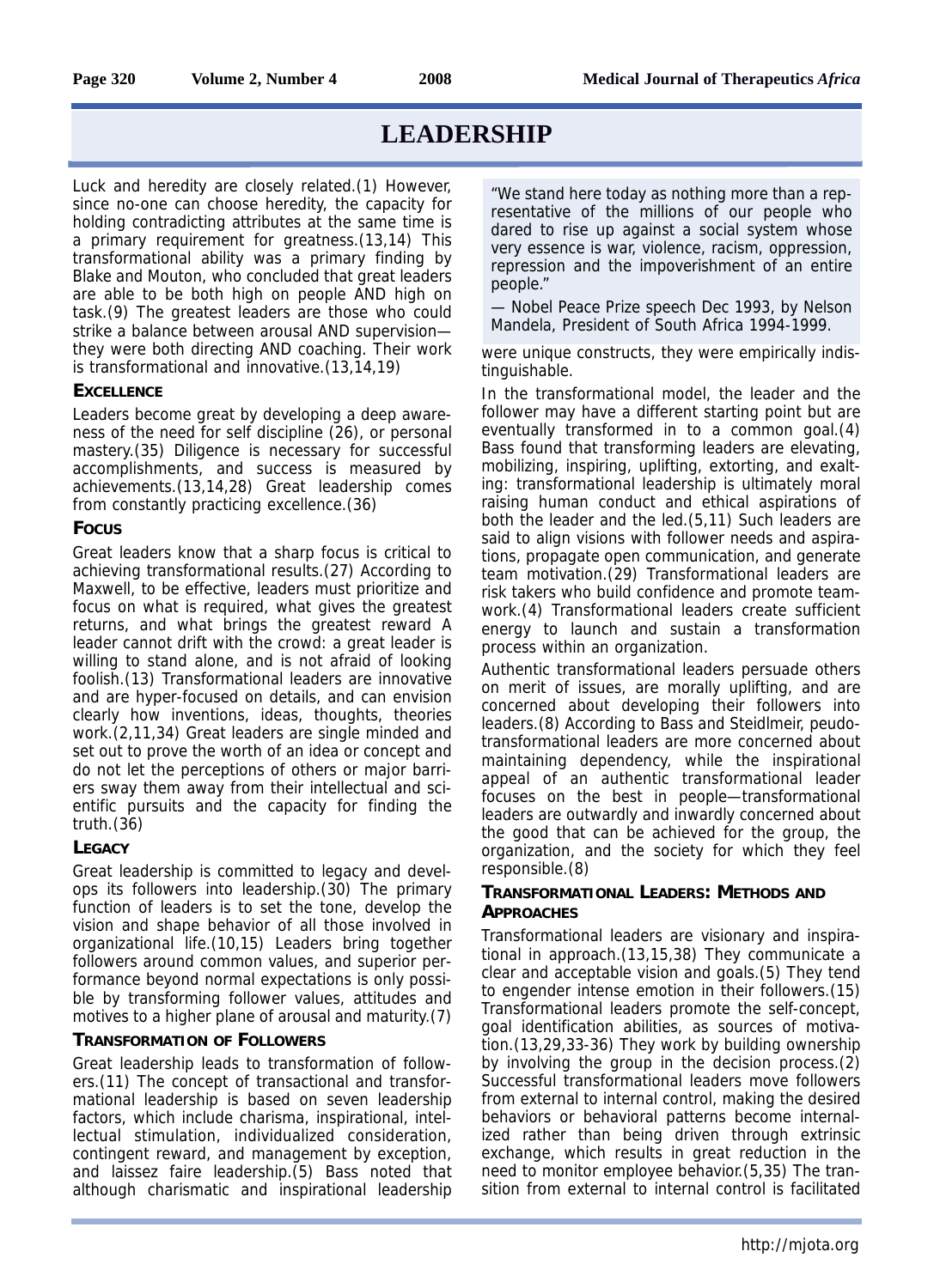# LEADERSHIP

Luck and heredity are closely related.(1) However, since no-one can choose heredity, the capacity for holding contradicting attributes at the same time is a primary requirement for greatness.(13,14) This transformational ability was a primary finding by Blake and Mouton, who concluded that great leaders are able to be both high on people AND high on task.(9) The greatest leaders are those who could strike a balance between arousal AND supervision—they were both directing AND coaching. Their work is transformational and innovative.(13,14,19)

### Excellence

Leaders become great by developing a deep awareness of the need for self discipline (26), or personal mastery.(35) Diligence is necessary for successful accomplishments, and success is measured by achievements.(13,14,28) Great leadership comes from constantly practicing excellence.(36)

### Focus

Great leaders know that a sharp focus is critical to achieving transformational results.(27) According to Maxwell, to be effective, leaders must prioritize and focus on what is required, what gives the greatest returns, and what brings the greatest reward A leader cannot drift with the crowd: a great leader is willing to stand alone, and is not afraid of looking foolish.(13) Transformational leaders are innovative and are hyper-focused on details, and can envision clearly how inventions, ideas, thoughts, theories work.(2,11,34) Great leaders are single minded and set out to prove the worth of an idea or concept and do not let the perceptions of others or major barriers sway them away from their intellectual and scientific pursuits and the capacity for finding the truth.(36)

### Legacy

Great leadership is committed to legacy and develops its followers into leadership.(30) The primary function of leaders is to set the tone, develop the vision and shape behavior of all those involved in organizational life.(10,15) Leaders bring together followers around common values, and superior performance beyond normal expectations is only possible by transforming follower values, attitudes and motives to a higher plane of arousal and maturity.(7)

### Transformation of Followers

Great leadership leads to transformation of followers.(11) The concept of transactional and transformational leadership is based on seven leadership factors, which include charisma, inspirational, intellectual stimulation, individualized consideration, contingent reward, and management by exception, and laissez faire leadership.(5) Bass noted that although charismatic and inspirational leadership were unique constructs, they were empirically indistinguishable.

> "We stand here today as nothing more than a representative of the millions of our people who dared to rise up against a social system whose very essence is war, violence, racism, oppression, repression and the impoverishment of an entire people."
>
> — Nobel Peace Prize speech Dec 1993, by Nelson Mandela, President of South Africa 1994-1999.

In the transformational model, the leader and the follower may have a different starting point but are eventually transformed in to a common goal.(4) Bass found that transforming leaders are elevating, mobilizing, inspiring, uplifting, extorting, and exalting: transformational leadership is ultimately moral raising human conduct and ethical aspirations of both the leader and the led.(5,11) Such leaders are said to align visions with follower needs and aspirations, propagate open communication, and generate team motivation.(29) Transformational leaders are risk takers who build confidence and promote teamwork.(4) Transformational leaders create sufficient energy to launch and sustain a transformation process within an organization.

Authentic transformational leaders persuade others on merit of issues, are morally uplifting, and are concerned about developing their followers into leaders.(8) According to Bass and Steidlmeir, peudo-transformational leaders are more concerned about maintaining dependency, while the inspirational appeal of an authentic transformational leader focuses on the best in people—transformational leaders are outwardly and inwardly concerned about the good that can be achieved for the group, the organization, and the society for which they feel responsible.(8)

### Transformational Leaders: Methods and Approaches

Transformational leaders are visionary and inspirational in approach.(13,15,38) They communicate a clear and acceptable vision and goals.(5) They tend to engender intense emotion in their followers.(15) Transformational leaders promote the self-concept, goal identification abilities, as sources of motivation.(13,29,33-36) They work by building ownership by involving the group in the decision process.(2) Successful transformational leaders move followers from external to internal control, making the desired behaviors or behavioral patterns become internalized rather than being driven through extrinsic exchange, which results in great reduction in the need to monitor employee behavior.(5,35) The transition from external to internal control is facilitated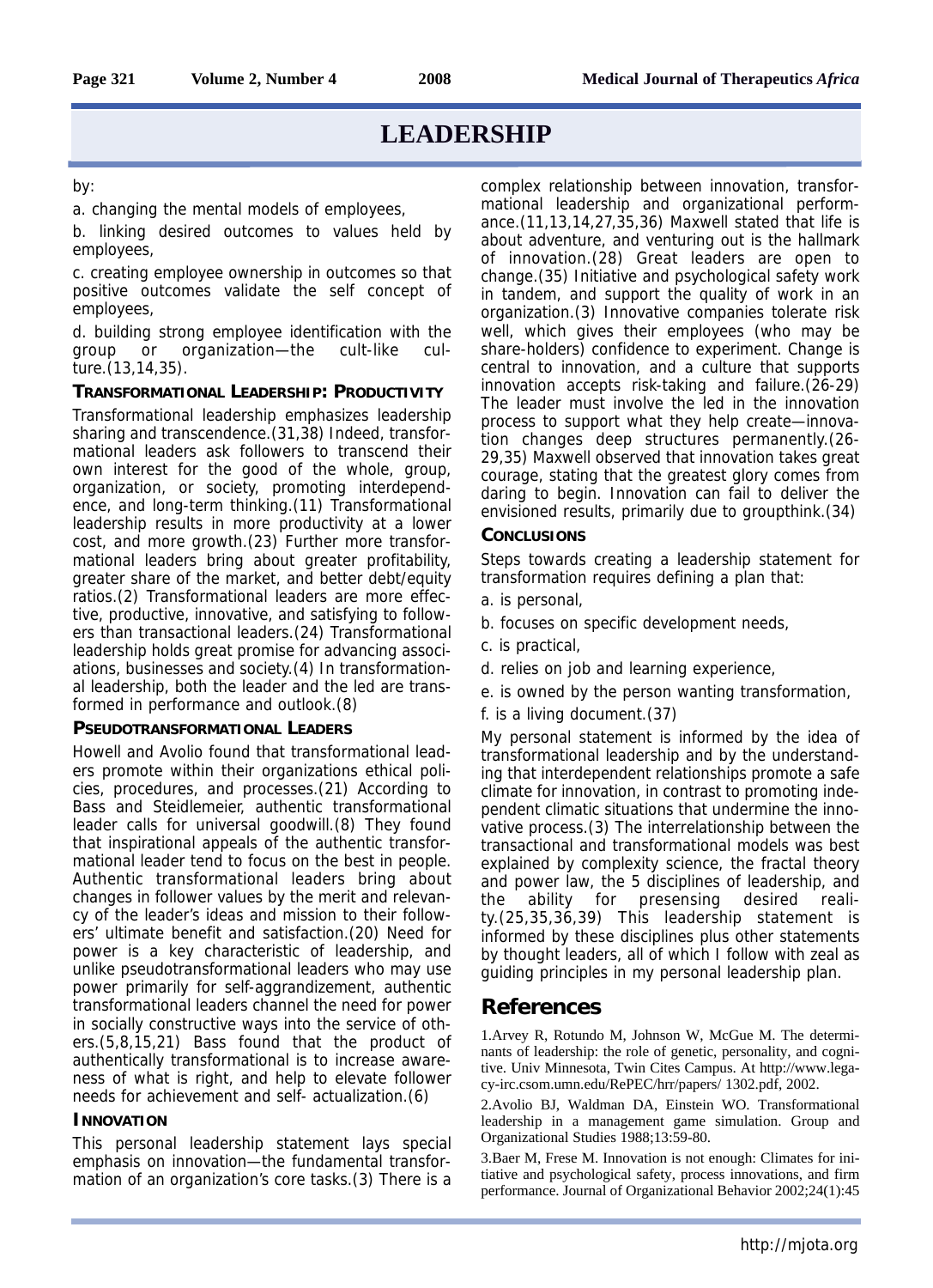# LEADERSHIP

by:

a. changing the mental models of employees,

b. linking desired outcomes to values held by employees,

c. creating employee ownership in outcomes so that positive outcomes validate the self concept of employees,

d. building strong employee identification with the group or organization—the cult-like culture.(13,14,35).

### TRANSFORMATIONAL LEADERSHIP: PRODUCTIVITY

Transformational leadership emphasizes leadership sharing and transcendence.(31,38) Indeed, transformational leaders ask followers to transcend their own interest for the good of the whole, group, organization, or society, promoting interdependence, and long-term thinking.(11) Transformational leadership results in more productivity at a lower cost, and more growth.(23) Further more transformational leaders bring about greater profitability, greater share of the market, and better debt/equity ratios.(2) Transformational leaders are more effective, productive, innovative, and satisfying to followers than transactional leaders.(24) Transformational leadership holds great promise for advancing associations, businesses and society.(4) In transformational leadership, both the leader and the led are transformed in performance and outlook.(8)

### PSEUDOTRANSFORMATIONAL LEADERS

Howell and Avolio found that transformational leaders promote within their organizations ethical policies, procedures, and processes.(21) According to Bass and Steidlemeier, authentic transformational leader calls for universal goodwill.(8) They found that inspirational appeals of the authentic transformational leader tend to focus on the best in people. Authentic transformational leaders bring about changes in follower values by the merit and relevancy of the leader's ideas and mission to their followers' ultimate benefit and satisfaction.(20) Need for power is a key characteristic of leadership, and unlike pseudotransformational leaders who may use power primarily for self-aggrandizement, authentic transformational leaders channel the need for power in socially constructive ways into the service of others.(5,8,15,21) Bass found that the product of authentically transformational is to increase awareness of what is right, and help to elevate follower needs for achievement and self- actualization.(6)

### INNOVATION

This personal leadership statement lays special emphasis on innovation—the fundamental transformation of an organization's core tasks.(3) There is a complex relationship between innovation, transformational leadership and organizational performance.(11,13,14,27,35,36) Maxwell stated that life is about adventure, and venturing out is the hallmark of innovation.(28) Great leaders are open to change.(35) Initiative and psychological safety work in tandem, and support the quality of work in an organization.(3) Innovative companies tolerate risk well, which gives their employees (who may be share-holders) confidence to experiment. Change is central to innovation, and a culture that supports innovation accepts risk-taking and failure.(26-29) The leader must involve the led in the innovation process to support what they help create—innovation changes deep structures permanently.(26-29,35) Maxwell observed that innovation takes great courage, stating that the greatest glory comes from daring to begin. Innovation can fail to deliver the envisioned results, primarily due to groupthink.(34)

### CONCLUSIONS

Steps towards creating a leadership statement for transformation requires defining a plan that:

a. is personal,

b. focuses on specific development needs,

c. is practical,

d. relies on job and learning experience,

e. is owned by the person wanting transformation,

f. is a living document.(37)

My personal statement is informed by the idea of transformational leadership and by the understanding that interdependent relationships promote a safe climate for innovation, in contrast to promoting independent climatic situations that undermine the innovative process.(3) The interrelationship between the transactional and transformational models was best explained by complexity science, the fractal theory and power law, the 5 disciplines of leadership, and the ability for presensing desired reality.(25,35,36,39) This leadership statement is informed by these disciplines plus other statements by thought leaders, all of which I follow with zeal as guiding principles in my personal leadership plan.

## References

1.Arvey R, Rotundo M, Johnson W, McGue M. The determinants of leadership: the role of genetic, personality, and cognitive. Univ Minnesota, Twin Cites Campus. At http://www.legacy-irc.csom.umn.edu/RePEC/hrr/papers/ 1302.pdf, 2002.

2.Avolio BJ, Waldman DA, Einstein WO. Transformational leadership in a management game simulation. Group and Organizational Studies 1988;13:59-80.

3.Baer M, Frese M. Innovation is not enough: Climates for initiative and psychological safety, process innovations, and firm performance. Journal of Organizational Behavior 2002;24(1):45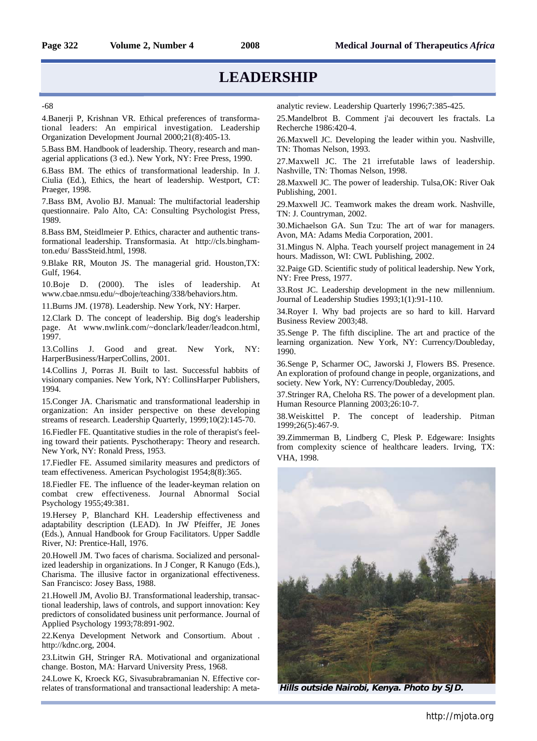# LEADERSHIP

-68

4.Banerji P, Krishnan VR. Ethical preferences of transformational leaders: An empirical investigation. Leadership Organization Development Journal 2000;21(8):405-13.

5.Bass BM. Handbook of leadership. Theory, research and managerial applications (3 ed.). New York, NY: Free Press, 1990.

6.Bass BM. The ethics of transformational leadership. In J. Ciulia (Ed.), Ethics, the heart of leadership. Westport, CT: Praeger, 1998.

7.Bass BM, Avolio BJ. Manual: The multifactorial leadership questionnaire. Palo Alto, CA: Consulting Psychologist Press, 1989.

8.Bass BM, Steidlmeier P. Ethics, character and authentic transformational leadership. Transformasia. At http://cls.binghamton.edu/ BassSteid.html, 1998.

9.Blake RR, Mouton JS. The managerial grid. Houston,TX: Gulf, 1964.

10.Boje D. (2000). The isles of leadership. At www.cbae.nmsu.edu/~dboje/teaching/338/behaviors.htm.

11.Burns JM. (1978). Leadership. New York, NY: Harper.

12.Clark D. The concept of leadership. Big dog's leadership page. At www.nwlink.com/~donclark/leader/leadcon.html, 1997.

13.Collins J. Good and great. New York, NY: HarperBusiness/HarperCollins, 2001.

14.Collins J, Porras JI. Built to last. Successful habbits of visionary companies. New York, NY: CollinsHarper Publishers, 1994.

15.Conger JA. Charismatic and transformational leadership in organization: An insider perspective on these developing streams of research. Leadership Quarterly, 1999;10(2):145-70.

16.Fiedler FE. Quantitative studies in the role of therapist's feeling toward their patients. Pyschotherapy: Theory and research. New York, NY: Ronald Press, 1953.

17.Fiedler FE. Assumed similarity measures and predictors of team effectiveness. American Psychologist 1954;8(8):365.

18.Fiedler FE. The influence of the leader-keyman relation on combat crew effectiveness. Journal Abnormal Social Psychology 1955;49:381.

19.Hersey P, Blanchard KH. Leadership effectiveness and adaptability description (LEAD). In JW Pfeiffer, JE Jones (Eds.), Annual Handbook for Group Facilitators. Upper Saddle River, NJ: Prentice-Hall, 1976.

20.Howell JM. Two faces of charisma. Socialized and personalized leadership in organizations. In J Conger, R Kanugo (Eds.), Charisma. The illusive factor in organizational effectiveness. San Francisco: Josey Bass, 1988.

21.Howell JM, Avolio BJ. Transformational leadership, transactional leadership, laws of controls, and support innovation: Key predictors of consolidated business unit performance. Journal of Applied Psychology 1993;78:891-902.

22.Kenya Development Network and Consortium. About . http://kdnc.org, 2004.

23.Litwin GH, Stringer RA. Motivational and organizational change. Boston, MA: Harvard University Press, 1968.

24.Lowe K, Kroeck KG, Sivasubrabramanian N. Effective correlates of transformational and transactional leadership: A meta-analytic review. Leadership Quarterly 1996;7:385-425.

25.Mandelbrot B. Comment j'ai decouvert les fractals. La Recherche 1986:420-4.

26.Maxwell JC. Developing the leader within you. Nashville, TN: Thomas Nelson, 1993.

27.Maxwell JC. The 21 irrefutable laws of leadership. Nashville, TN: Thomas Nelson, 1998.

28.Maxwell JC. The power of leadership. Tulsa,OK: River Oak Publishing, 2001.

29.Maxwell JC. Teamwork makes the dream work. Nashville, TN: J. Countryman, 2002.

30.Michaelson GA. Sun Tzu: The art of war for managers. Avon, MA: Adams Media Corporation, 2001.

31.Mingus N. Alpha. Teach yourself project management in 24 hours. Madisson, WI: CWL Publishing, 2002.

32.Paige GD. Scientific study of political leadership. New York, NY: Free Press, 1977.

33.Rost JC. Leadership development in the new millennium. Journal of Leadership Studies 1993;1(1):91-110.

34.Royer I. Why bad projects are so hard to kill. Harvard Business Review 2003;48.

35.Senge P. The fifth discipline. The art and practice of the learning organization. New York, NY: Currency/Doubleday, 1990.

36.Senge P, Scharmer OC, Jaworski J, Flowers BS. Presence. An exploration of profound change in people, organizations, and society. New York, NY: Currency/Doubleday, 2005.

37.Stringer RA, Cheloha RS. The power of a development plan. Human Resource Planning 2003;26:10-7.

38.Weiskittel P. The concept of leadership. Pitman 1999;26(5):467-9.

39.Zimmerman B, Lindberg C, Plesk P. Edgeware: Insights from complexity science of healthcare leaders. Irving, TX: VHA, 1998.

***Hills outside Nairobi, Kenya. Photo by SJD.***